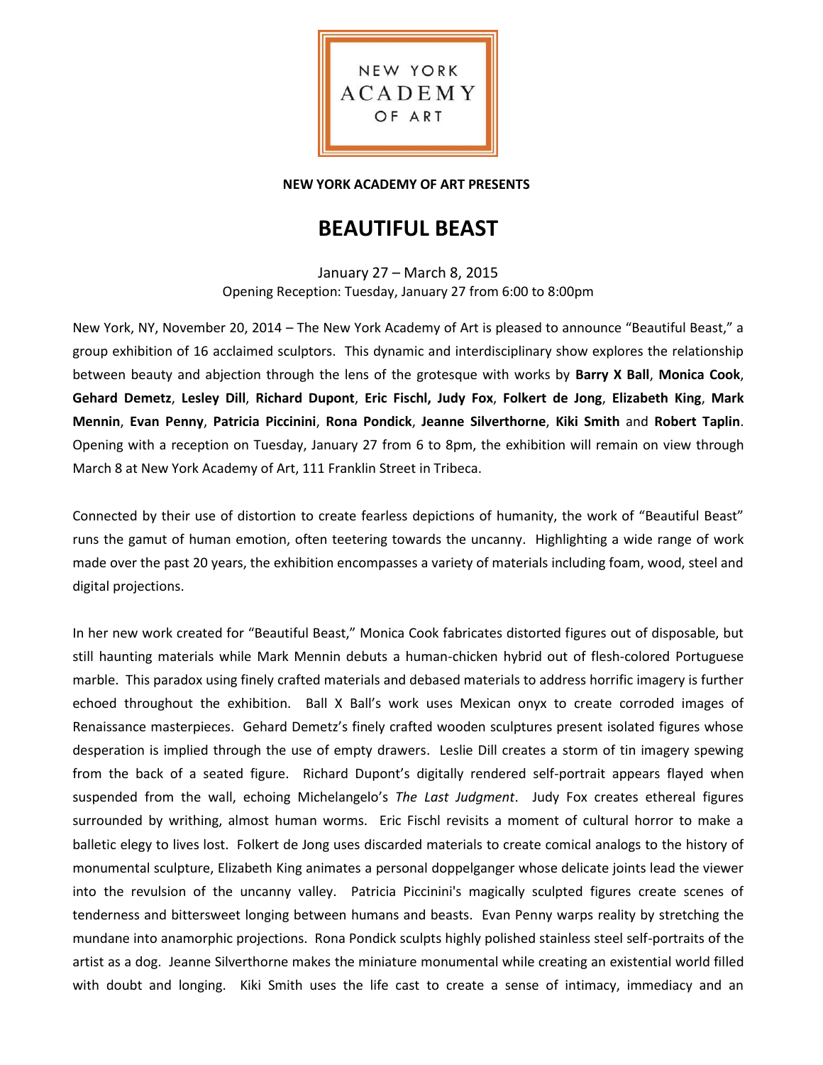NEW YORK ACADEMY OF ART

**NEW YORK ACADEMY OF ART PRESENTS**

# BEAUTIFUL BEAST

January 27 – March 8, 2015
Opening Reception: Tuesday, January 27 from 6:00 to 8:00pm

New York, NY, November 20, 2014 – The New York Academy of Art is pleased to announce "Beautiful Beast," a group exhibition of 16 acclaimed sculptors. This dynamic and interdisciplinary show explores the relationship between beauty and abjection through the lens of the grotesque with works by **Barry X Ball**, **Monica Cook**, **Gehard Demetz**, **Lesley Dill**, **Richard Dupont**, **Eric Fischl, Judy Fox**, **Folkert de Jong**, **Elizabeth King**, **Mark Mennin**, **Evan Penny**, **Patricia Piccinini**, **Rona Pondick**, **Jeanne Silverthorne**, **Kiki Smith** and **Robert Taplin**. Opening with a reception on Tuesday, January 27 from 6 to 8pm, the exhibition will remain on view through March 8 at New York Academy of Art, 111 Franklin Street in Tribeca.

Connected by their use of distortion to create fearless depictions of humanity, the work of "Beautiful Beast" runs the gamut of human emotion, often teetering towards the uncanny. Highlighting a wide range of work made over the past 20 years, the exhibition encompasses a variety of materials including foam, wood, steel and digital projections.

In her new work created for "Beautiful Beast," Monica Cook fabricates distorted figures out of disposable, but still haunting materials while Mark Mennin debuts a human-chicken hybrid out of flesh-colored Portuguese marble. This paradox using finely crafted materials and debased materials to address horrific imagery is further echoed throughout the exhibition. Ball X Ball's work uses Mexican onyx to create corroded images of Renaissance masterpieces. Gehard Demetz's finely crafted wooden sculptures present isolated figures whose desperation is implied through the use of empty drawers. Leslie Dill creates a storm of tin imagery spewing from the back of a seated figure. Richard Dupont's digitally rendered self-portrait appears flayed when suspended from the wall, echoing Michelangelo's *The Last Judgment*. Judy Fox creates ethereal figures surrounded by writhing, almost human worms. Eric Fischl revisits a moment of cultural horror to make a balletic elegy to lives lost. Folkert de Jong uses discarded materials to create comical analogs to the history of monumental sculpture, Elizabeth King animates a personal doppelganger whose delicate joints lead the viewer into the revulsion of the uncanny valley. Patricia Piccinini's magically sculpted figures create scenes of tenderness and bittersweet longing between humans and beasts. Evan Penny warps reality by stretching the mundane into anamorphic projections. Rona Pondick sculpts highly polished stainless steel self-portraits of the artist as a dog. Jeanne Silverthorne makes the miniature monumental while creating an existential world filled with doubt and longing. Kiki Smith uses the life cast to create a sense of intimacy, immediacy and an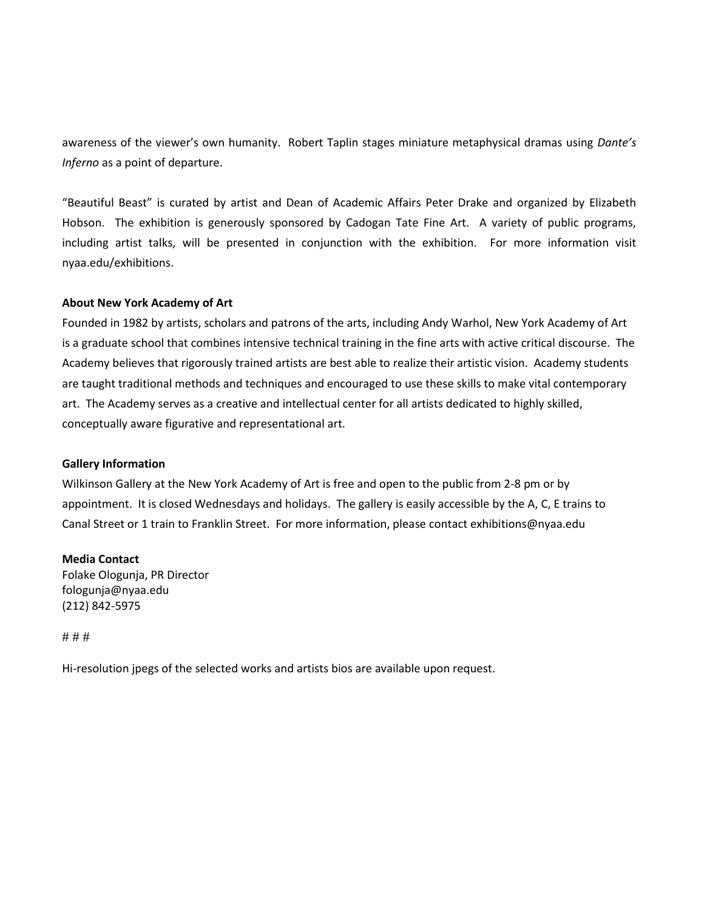awareness of the viewer's own humanity. Robert Taplin stages miniature metaphysical dramas using *Dante's Inferno* as a point of departure.

"Beautiful Beast" is curated by artist and Dean of Academic Affairs Peter Drake and organized by Elizabeth Hobson. The exhibition is generously sponsored by Cadogan Tate Fine Art. A variety of public programs, including artist talks, will be presented in conjunction with the exhibition. For more information visit nyaa.edu/exhibitions.

**About New York Academy of Art**

Founded in 1982 by artists, scholars and patrons of the arts, including Andy Warhol, New York Academy of Art is a graduate school that combines intensive technical training in the fine arts with active critical discourse. The Academy believes that rigorously trained artists are best able to realize their artistic vision. Academy students are taught traditional methods and techniques and encouraged to use these skills to make vital contemporary art. The Academy serves as a creative and intellectual center for all artists dedicated to highly skilled, conceptually aware figurative and representational art.

**Gallery Information**

Wilkinson Gallery at the New York Academy of Art is free and open to the public from 2-8 pm or by appointment. It is closed Wednesdays and holidays. The gallery is easily accessible by the A, C, E trains to Canal Street or 1 train to Franklin Street. For more information, please contact exhibitions@nyaa.edu

**Media Contact**
Folake Ologunja, PR Director
fologunja@nyaa.edu
(212) 842-5975

# # #

Hi-resolution jpegs of the selected works and artists bios are available upon request.